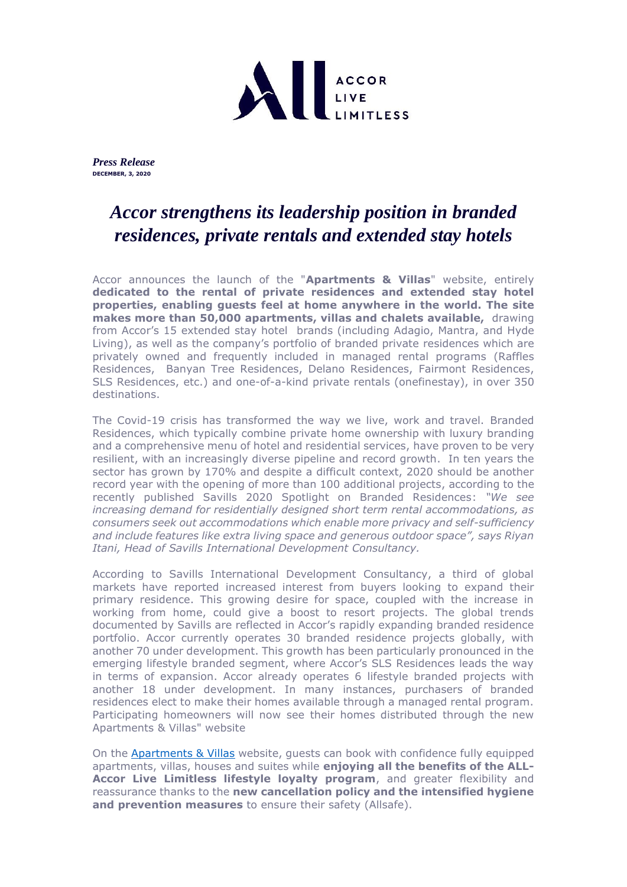ACCOR LIVE LIMITLESS

*Press Release*
**DECEMBER, 3, 2020**

# *Accor strengthens its leadership position in branded residences, private rentals and extended stay hotels*

Accor announces the launch of the "**Apartments & Villas**" website, entirely **dedicated to the rental of private residences and extended stay hotel properties, enabling guests feel at home anywhere in the world. The site makes more than 50,000 apartments, villas and chalets available,** drawing from Accor's 15 extended stay hotel brands (including Adagio, Mantra, and Hyde Living), as well as the company's portfolio of branded private residences which are privately owned and frequently included in managed rental programs (Raffles Residences, Banyan Tree Residences, Delano Residences, Fairmont Residences, SLS Residences, etc.) and one-of-a-kind private rentals (onefinestay), in over 350 destinations.

The Covid-19 crisis has transformed the way we live, work and travel. Branded Residences, which typically combine private home ownership with luxury branding and a comprehensive menu of hotel and residential services, have proven to be very resilient, with an increasingly diverse pipeline and record growth. In ten years the sector has grown by 170% and despite a difficult context, 2020 should be another record year with the opening of more than 100 additional projects, according to the recently published Savills 2020 Spotlight on Branded Residences: *"We see increasing demand for residentially designed short term rental accommodations, as consumers seek out accommodations which enable more privacy and self-sufficiency and include features like extra living space and generous outdoor space", says Riyan Itani, Head of Savills International Development Consultancy.*

According to Savills International Development Consultancy, a third of global markets have reported increased interest from buyers looking to expand their primary residence. This growing desire for space, coupled with the increase in working from home, could give a boost to resort projects. The global trends documented by Savills are reflected in Accor's rapidly expanding branded residence portfolio. Accor currently operates 30 branded residence projects globally, with another 70 under development. This growth has been particularly pronounced in the emerging lifestyle branded segment, where Accor's SLS Residences leads the way in terms of expansion. Accor already operates 6 lifestyle branded projects with another 18 under development. In many instances, purchasers of branded residences elect to make their homes available through a managed rental program. Participating homeowners will now see their homes distributed through the new Apartments & Villas" website

On the Apartments & Villas website, guests can book with confidence fully equipped apartments, villas, houses and suites while **enjoying all the benefits of the ALL-Accor Live Limitless lifestyle loyalty program**, and greater flexibility and reassurance thanks to the **new cancellation policy and the intensified hygiene and prevention measures** to ensure their safety (Allsafe).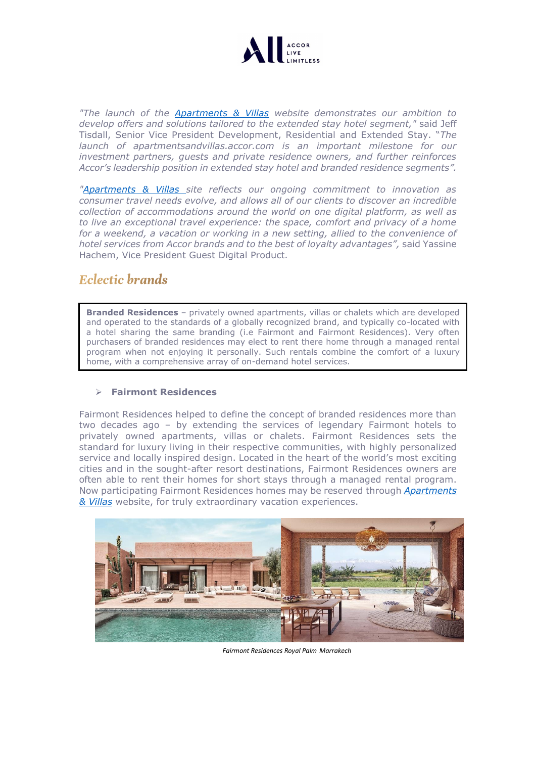*"The launch of the [Apartments & Villas](#) website demonstrates our ambition to develop offers and solutions tailored to the extended stay hotel segment,"* said Jeff Tisdall, Senior Vice President Development, Residential and Extended Stay. "*The launch of apartmentsandvillas.accor.com is an important milestone for our investment partners, guests and private residence owners, and further reinforces Accor's leadership position in extended stay hotel and branded residence segments".*

*"[Apartments & Villas](#) site reflects our ongoing commitment to innovation as consumer travel needs evolve, and allows all of our clients to discover an incredible collection of accommodations around the world on one digital platform, as well as to live an exceptional travel experience: the space, comfort and privacy of a home for a weekend, a vacation or working in a new setting, allied to the convenience of hotel services from Accor brands and to the best of loyalty advantages",* said Yassine Hachem, Vice President Guest Digital Product.

## *Eclectic **brands***

**Branded Residences** – privately owned apartments, villas or chalets which are developed and operated to the standards of a globally recognized brand, and typically co-located with a hotel sharing the same branding (i.e Fairmont and Fairmont Residences). Very often purchasers of branded residences may elect to rent there home through a managed rental program when not enjoying it personally. Such rentals combine the comfort of a luxury home, with a comprehensive array of on-demand hotel services.

- **Fairmont Residences**

Fairmont Residences helped to define the concept of branded residences more than two decades ago – by extending the services of legendary Fairmont hotels to privately owned apartments, villas or chalets. Fairmont Residences sets the standard for luxury living in their respective communities, with highly personalized service and locally inspired design. Located in the heart of the world's most exciting cities and in the sought-after resort destinations, Fairmont Residences owners are often able to rent their homes for short stays through a managed rental program. Now participating Fairmont Residences homes may be reserved through *[Apartments & Villas](#)* website, for truly extraordinary vacation experiences.

*Fairmont Residences Royal Palm Marrakech*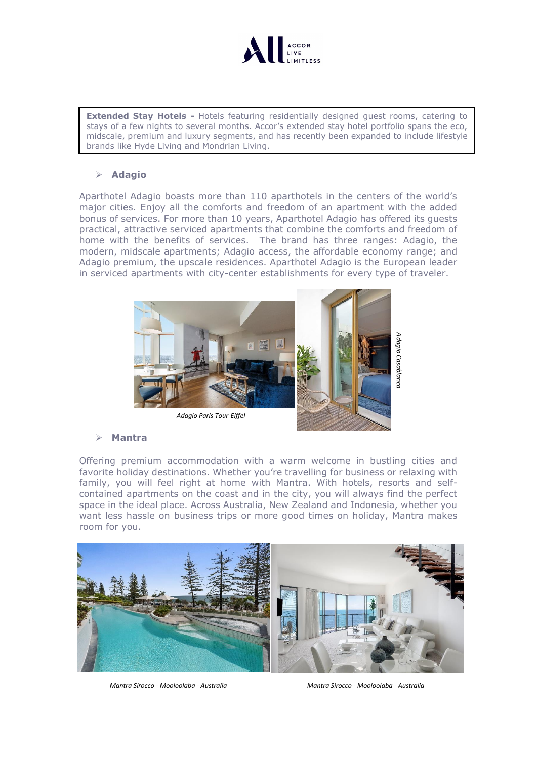**Extended Stay Hotels -** Hotels featuring residentially designed guest rooms, catering to stays of a few nights to several months. Accor's extended stay hotel portfolio spans the eco, midscale, premium and luxury segments, and has recently been expanded to include lifestyle brands like Hyde Living and Mondrian Living.

- **Adagio**

Aparthotel Adagio boasts more than 110 aparthotels in the centers of the world's major cities. Enjoy all the comforts and freedom of an apartment with the added bonus of services. For more than 10 years, Aparthotel Adagio has offered its guests practical, attractive serviced apartments that combine the comforts and freedom of home with the benefits of services. The brand has three ranges: Adagio, the modern, midscale apartments; Adagio access, the affordable economy range; and Adagio premium, the upscale residences. Aparthotel Adagio is the European leader in serviced apartments with city-center establishments for every type of traveler.

*Adagio Paris Tour-Eiffel*

*Adagio Casablanca*

- **Mantra**

Offering premium accommodation with a warm welcome in bustling cities and favorite holiday destinations. Whether you're travelling for business or relaxing with family, you will feel right at home with Mantra. With hotels, resorts and self-contained apartments on the coast and in the city, you will always find the perfect space in the ideal place. Across Australia, New Zealand and Indonesia, whether you want less hassle on business trips or more good times on holiday, Mantra makes room for you.

*Mantra Sirocco - Mooloolaba - Australia*

*Mantra Sirocco - Mooloolaba - Australia*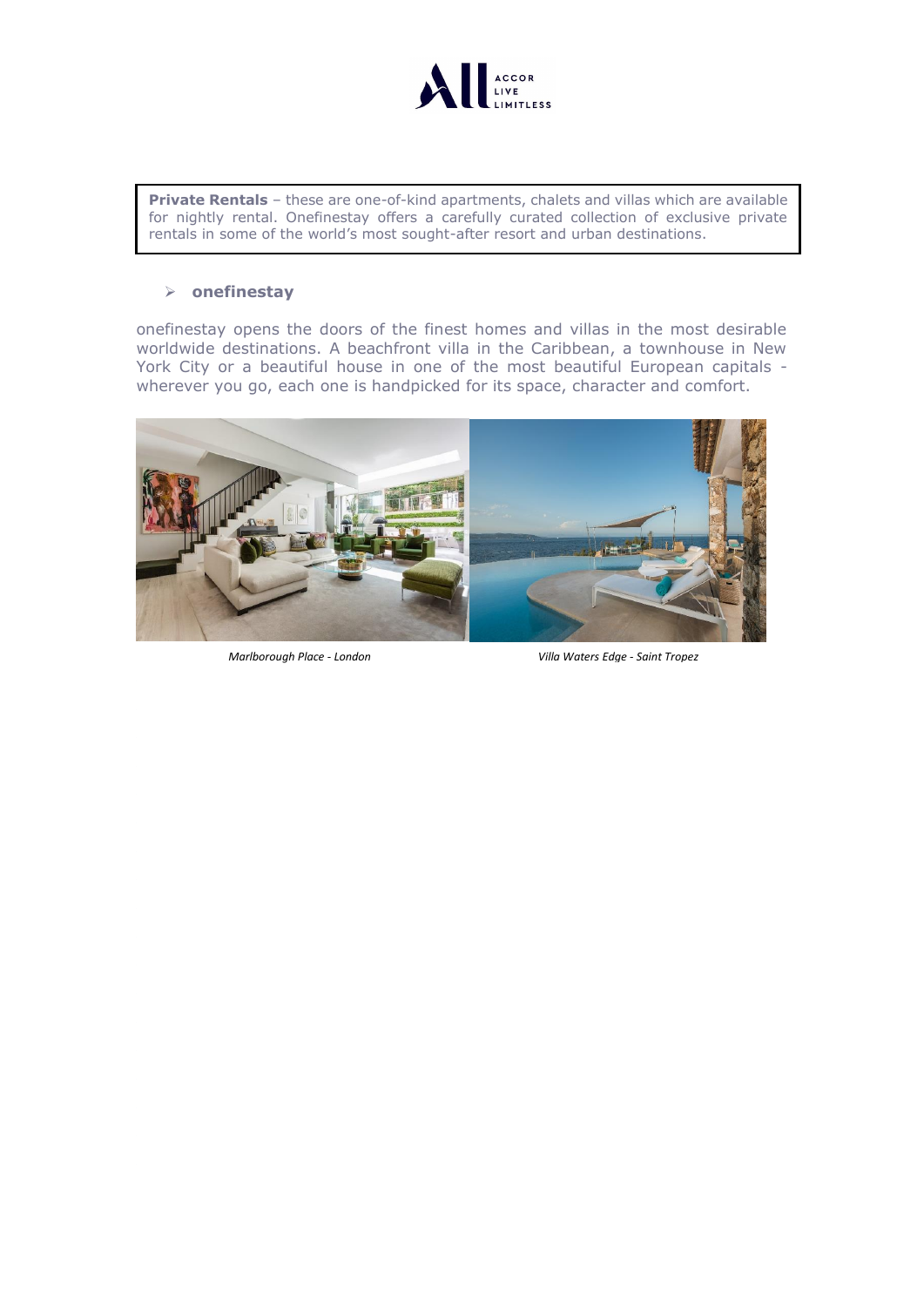**Private Rentals** – these are one-of-kind apartments, chalets and villas which are available for nightly rental. Onefinestay offers a carefully curated collection of exclusive private rentals in some of the world's most sought-after resort and urban destinations.

- **onefinestay**

onefinestay opens the doors of the finest homes and villas in the most desirable worldwide destinations. A beachfront villa in the Caribbean, a townhouse in New York City or a beautiful house in one of the most beautiful European capitals - wherever you go, each one is handpicked for its space, character and comfort.

*Marlborough Place - London*

*Villa Waters Edge - Saint Tropez*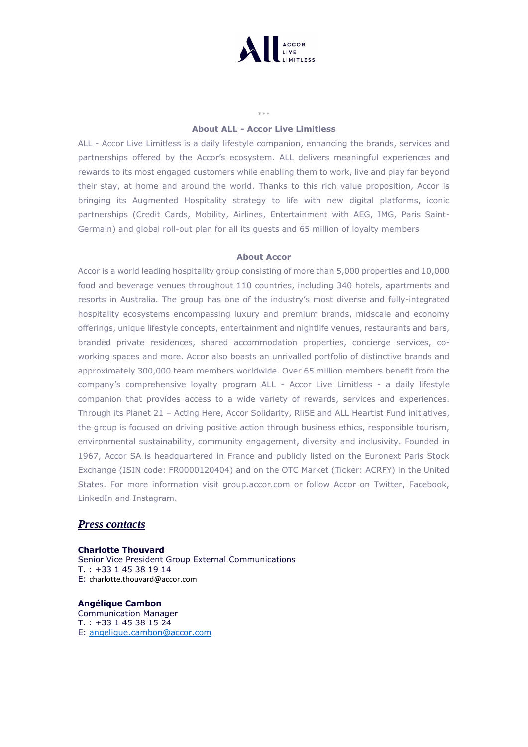\*\*\*

**About ALL - Accor Live Limitless**

ALL - Accor Live Limitless is a daily lifestyle companion, enhancing the brands, services and partnerships offered by the Accor's ecosystem. ALL delivers meaningful experiences and rewards to its most engaged customers while enabling them to work, live and play far beyond their stay, at home and around the world. Thanks to this rich value proposition, Accor is bringing its Augmented Hospitality strategy to life with new digital platforms, iconic partnerships (Credit Cards, Mobility, Airlines, Entertainment with AEG, IMG, Paris Saint-Germain) and global roll-out plan for all its guests and 65 million of loyalty members

**About Accor**

Accor is a world leading hospitality group consisting of more than 5,000 properties and 10,000 food and beverage venues throughout 110 countries, including 340 hotels, apartments and resorts in Australia. The group has one of the industry's most diverse and fully-integrated hospitality ecosystems encompassing luxury and premium brands, midscale and economy offerings, unique lifestyle concepts, entertainment and nightlife venues, restaurants and bars, branded private residences, shared accommodation properties, concierge services, co-working spaces and more. Accor also boasts an unrivalled portfolio of distinctive brands and approximately 300,000 team members worldwide. Over 65 million members benefit from the company's comprehensive loyalty program ALL - Accor Live Limitless - a daily lifestyle companion that provides access to a wide variety of rewards, services and experiences. Through its Planet 21 – Acting Here, Accor Solidarity, RiiSE and ALL Heartist Fund initiatives, the group is focused on driving positive action through business ethics, responsible tourism, environmental sustainability, community engagement, diversity and inclusivity. Founded in 1967, Accor SA is headquartered in France and publicly listed on the Euronext Paris Stock Exchange (ISIN code: FR0000120404) and on the OTC Market (Ticker: ACRFY) in the United States. For more information visit group.accor.com or follow Accor on Twitter, Facebook, LinkedIn and Instagram.

## *Press contacts*

**Charlotte Thouvard**
Senior Vice President Group External Communications
T. : +33 1 45 38 19 14
E: charlotte.thouvard@accor.com

**Angélique Cambon**
Communication Manager
T. : +33 1 45 38 15 24
E: angelique.cambon@accor.com